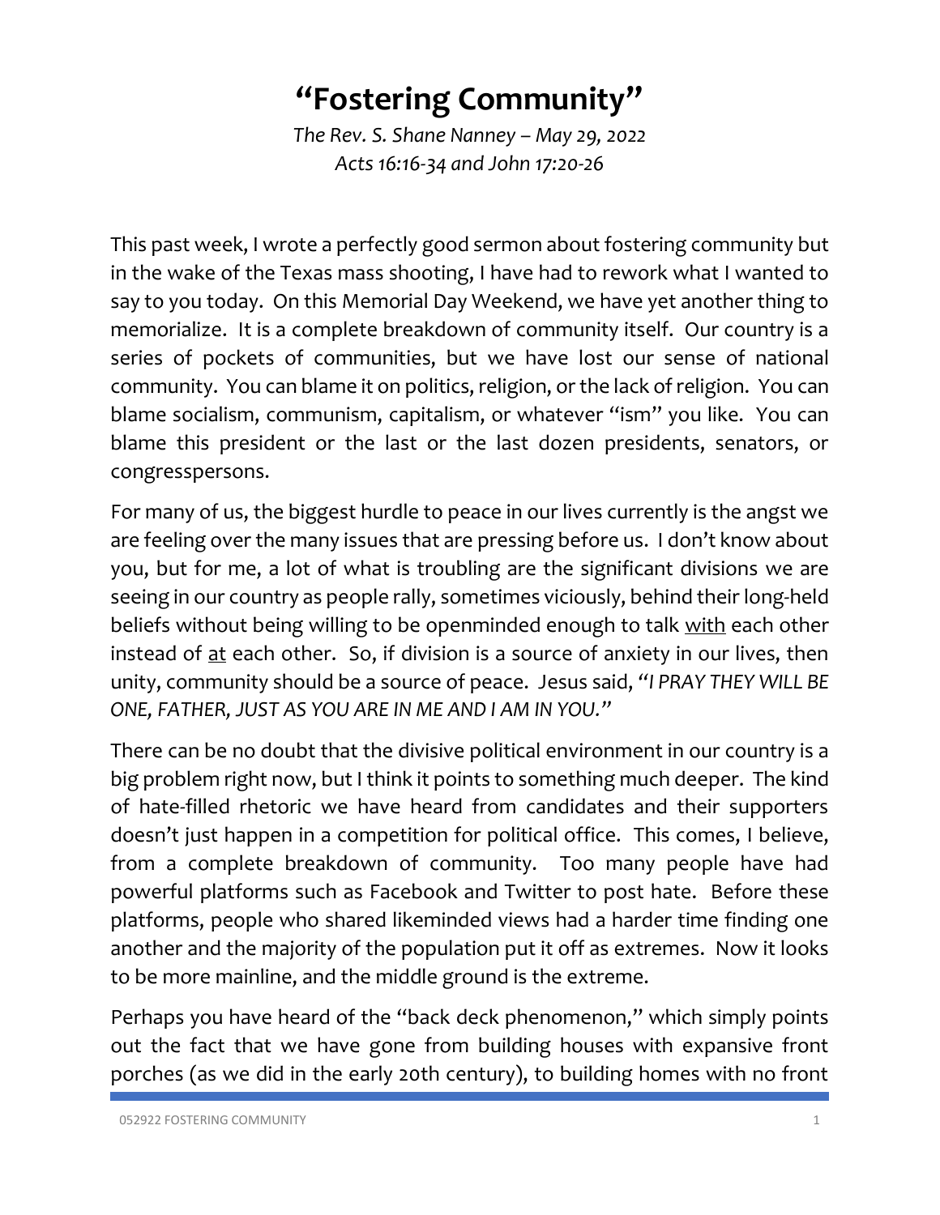# "Fostering Community"

*The Rev. S. Shane Nanney – May 29, 2022*
*Acts 16:16-34 and John 17:20-26*

This past week, I wrote a perfectly good sermon about fostering community but in the wake of the Texas mass shooting, I have had to rework what I wanted to say to you today. On this Memorial Day Weekend, we have yet another thing to memorialize. It is a complete breakdown of community itself. Our country is a series of pockets of communities, but we have lost our sense of national community. You can blame it on politics, religion, or the lack of religion. You can blame socialism, communism, capitalism, or whatever "ism" you like. You can blame this president or the last or the last dozen presidents, senators, or congresspersons.

For many of us, the biggest hurdle to peace in our lives currently is the angst we are feeling over the many issues that are pressing before us. I don't know about you, but for me, a lot of what is troubling are the significant divisions we are seeing in our country as people rally, sometimes viciously, behind their long-held beliefs without being willing to be openminded enough to talk <u>with</u> each other instead of <u>at</u> each other. So, if division is a source of anxiety in our lives, then unity, community should be a source of peace. Jesus said, *"I PRAY THEY WILL BE ONE, FATHER, JUST AS YOU ARE IN ME AND I AM IN YOU."*

There can be no doubt that the divisive political environment in our country is a big problem right now, but I think it points to something much deeper. The kind of hate-filled rhetoric we have heard from candidates and their supporters doesn't just happen in a competition for political office. This comes, I believe, from a complete breakdown of community. Too many people have had powerful platforms such as Facebook and Twitter to post hate. Before these platforms, people who shared likeminded views had a harder time finding one another and the majority of the population put it off as extremes. Now it looks to be more mainline, and the middle ground is the extreme.

Perhaps you have heard of the "back deck phenomenon," which simply points out the fact that we have gone from building houses with expansive front porches (as we did in the early 20th century), to building homes with no front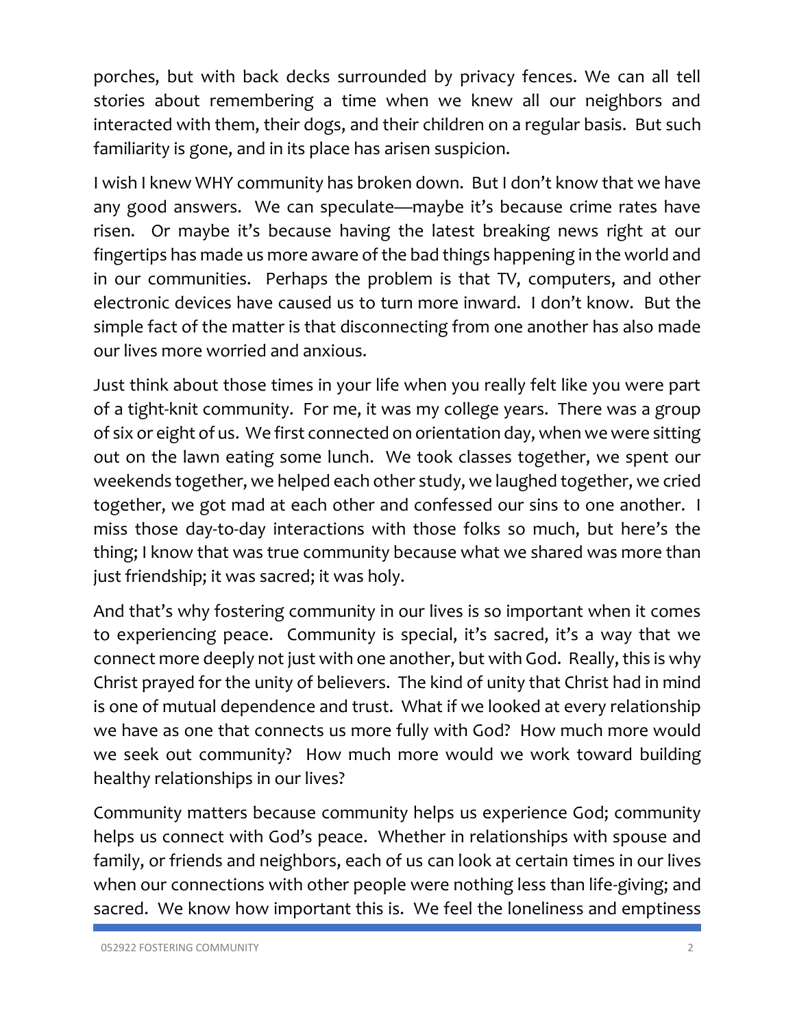porches, but with back decks surrounded by privacy fences. We can all tell stories about remembering a time when we knew all our neighbors and interacted with them, their dogs, and their children on a regular basis. But such familiarity is gone, and in its place has arisen suspicion.

I wish I knew WHY community has broken down. But I don't know that we have any good answers. We can speculate—maybe it's because crime rates have risen. Or maybe it's because having the latest breaking news right at our fingertips has made us more aware of the bad things happening in the world and in our communities. Perhaps the problem is that TV, computers, and other electronic devices have caused us to turn more inward. I don't know. But the simple fact of the matter is that disconnecting from one another has also made our lives more worried and anxious.

Just think about those times in your life when you really felt like you were part of a tight-knit community. For me, it was my college years. There was a group of six or eight of us. We first connected on orientation day, when we were sitting out on the lawn eating some lunch. We took classes together, we spent our weekends together, we helped each other study, we laughed together, we cried together, we got mad at each other and confessed our sins to one another. I miss those day-to-day interactions with those folks so much, but here's the thing; I know that was true community because what we shared was more than just friendship; it was sacred; it was holy.

And that's why fostering community in our lives is so important when it comes to experiencing peace. Community is special, it's sacred, it's a way that we connect more deeply not just with one another, but with God. Really, this is why Christ prayed for the unity of believers. The kind of unity that Christ had in mind is one of mutual dependence and trust. What if we looked at every relationship we have as one that connects us more fully with God? How much more would we seek out community? How much more would we work toward building healthy relationships in our lives?

Community matters because community helps us experience God; community helps us connect with God's peace. Whether in relationships with spouse and family, or friends and neighbors, each of us can look at certain times in our lives when our connections with other people were nothing less than life-giving; and sacred. We know how important this is. We feel the loneliness and emptiness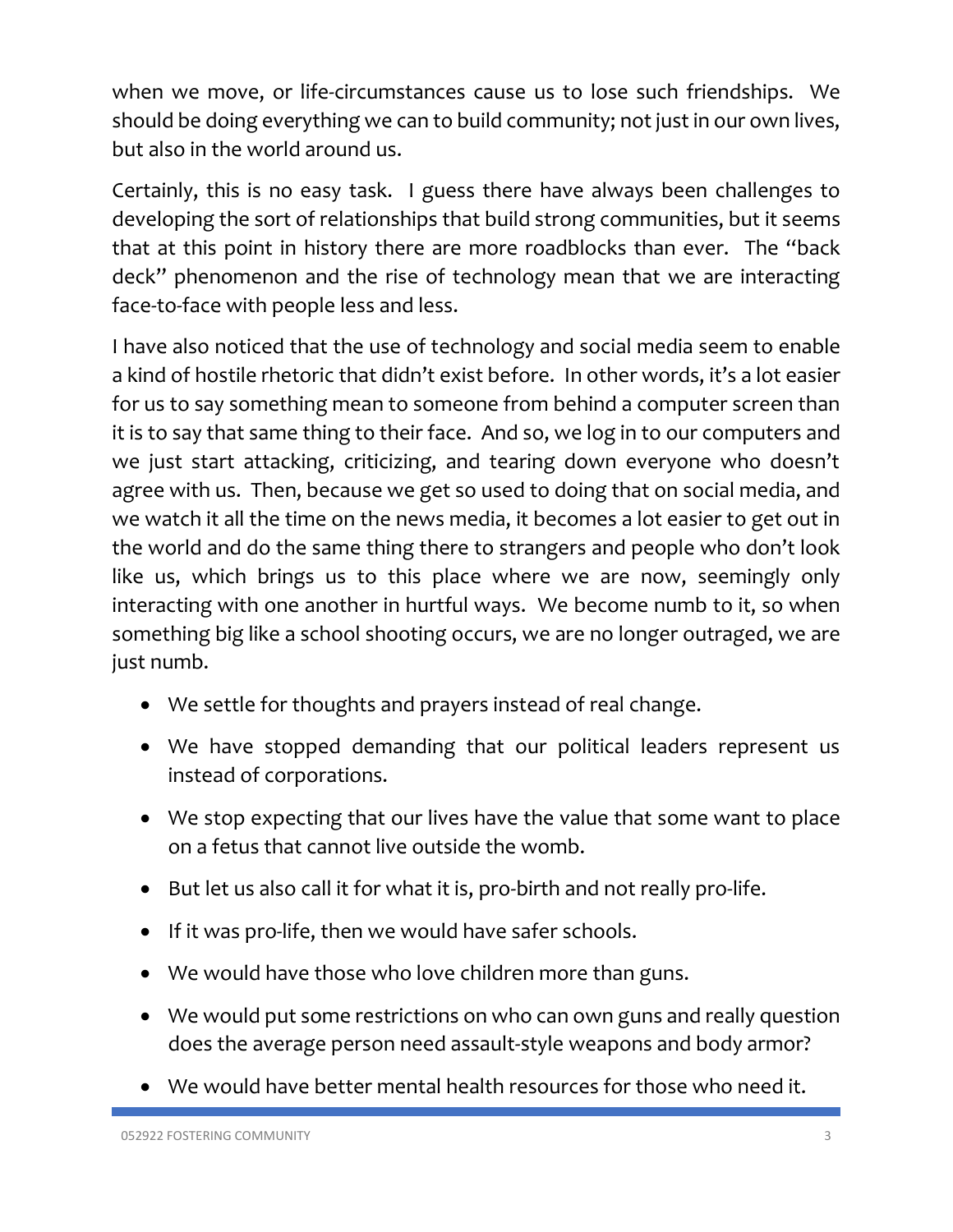when we move, or life-circumstances cause us to lose such friendships. We should be doing everything we can to build community; not just in our own lives, but also in the world around us.

Certainly, this is no easy task. I guess there have always been challenges to developing the sort of relationships that build strong communities, but it seems that at this point in history there are more roadblocks than ever. The "back deck" phenomenon and the rise of technology mean that we are interacting face-to-face with people less and less.

I have also noticed that the use of technology and social media seem to enable a kind of hostile rhetoric that didn't exist before. In other words, it's a lot easier for us to say something mean to someone from behind a computer screen than it is to say that same thing to their face. And so, we log in to our computers and we just start attacking, criticizing, and tearing down everyone who doesn't agree with us. Then, because we get so used to doing that on social media, and we watch it all the time on the news media, it becomes a lot easier to get out in the world and do the same thing there to strangers and people who don't look like us, which brings us to this place where we are now, seemingly only interacting with one another in hurtful ways. We become numb to it, so when something big like a school shooting occurs, we are no longer outraged, we are just numb.

- We settle for thoughts and prayers instead of real change.
- We have stopped demanding that our political leaders represent us instead of corporations.
- We stop expecting that our lives have the value that some want to place on a fetus that cannot live outside the womb.
- But let us also call it for what it is, pro-birth and not really pro-life.
- If it was pro-life, then we would have safer schools.
- We would have those who love children more than guns.
- We would put some restrictions on who can own guns and really question does the average person need assault-style weapons and body armor?
- We would have better mental health resources for those who need it.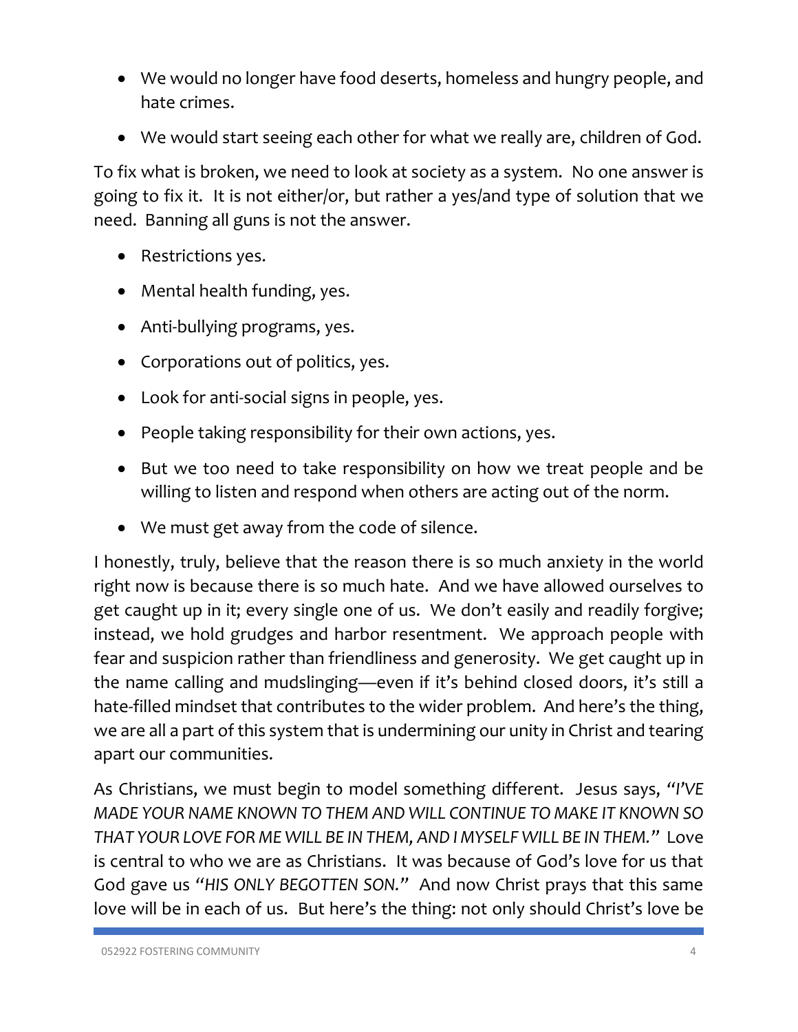- We would no longer have food deserts, homeless and hungry people, and hate crimes.
- We would start seeing each other for what we really are, children of God.

To fix what is broken, we need to look at society as a system. No one answer is going to fix it. It is not either/or, but rather a yes/and type of solution that we need. Banning all guns is not the answer.

- Restrictions yes.
- Mental health funding, yes.
- Anti-bullying programs, yes.
- Corporations out of politics, yes.
- Look for anti-social signs in people, yes.
- People taking responsibility for their own actions, yes.
- But we too need to take responsibility on how we treat people and be willing to listen and respond when others are acting out of the norm.
- We must get away from the code of silence.

I honestly, truly, believe that the reason there is so much anxiety in the world right now is because there is so much hate. And we have allowed ourselves to get caught up in it; every single one of us. We don't easily and readily forgive; instead, we hold grudges and harbor resentment. We approach people with fear and suspicion rather than friendliness and generosity. We get caught up in the name calling and mudslinging—even if it's behind closed doors, it's still a hate-filled mindset that contributes to the wider problem. And here's the thing, we are all a part of this system that is undermining our unity in Christ and tearing apart our communities.

As Christians, we must begin to model something different. Jesus says, "*I'VE MADE YOUR NAME KNOWN TO THEM AND WILL CONTINUE TO MAKE IT KNOWN SO THAT YOUR LOVE FOR ME WILL BE IN THEM, AND I MYSELF WILL BE IN THEM.*" Love is central to who we are as Christians. It was because of God's love for us that God gave us "*HIS ONLY BEGOTTEN SON.*" And now Christ prays that this same love will be in each of us. But here's the thing: not only should Christ's love be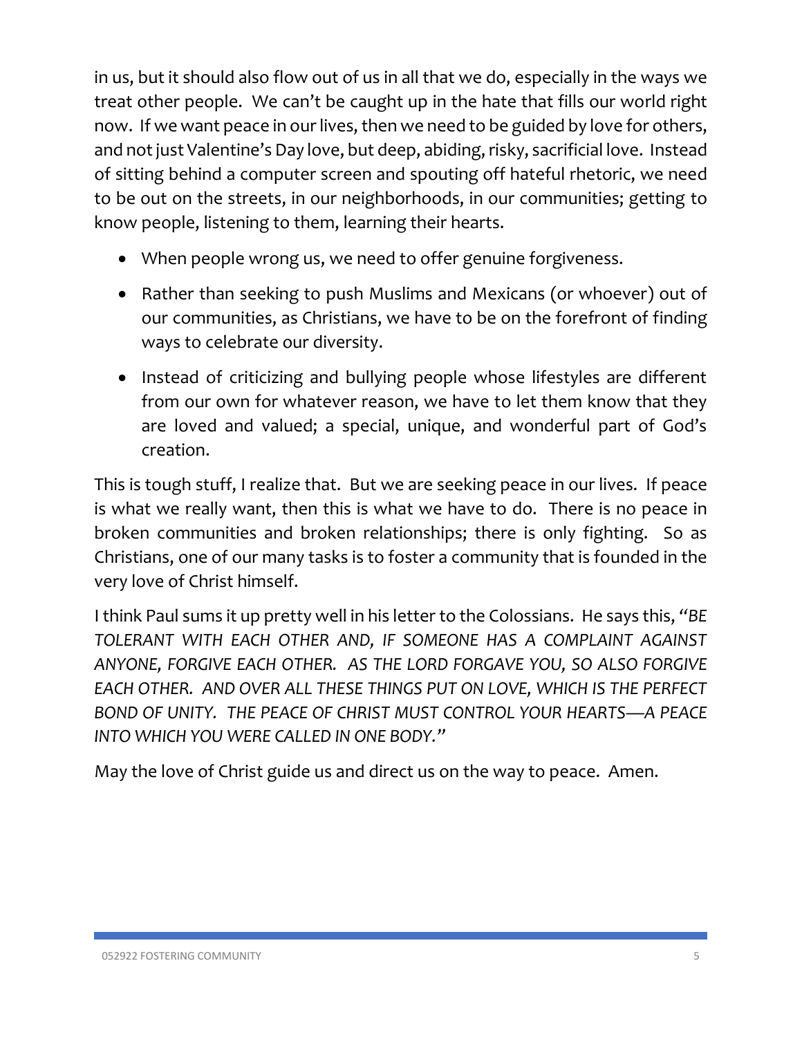in us, but it should also flow out of us in all that we do, especially in the ways we treat other people. We can't be caught up in the hate that fills our world right now. If we want peace in our lives, then we need to be guided by love for others, and not just Valentine's Day love, but deep, abiding, risky, sacrificial love. Instead of sitting behind a computer screen and spouting off hateful rhetoric, we need to be out on the streets, in our neighborhoods, in our communities; getting to know people, listening to them, learning their hearts.

- When people wrong us, we need to offer genuine forgiveness.
- Rather than seeking to push Muslims and Mexicans (or whoever) out of our communities, as Christians, we have to be on the forefront of finding ways to celebrate our diversity.
- Instead of criticizing and bullying people whose lifestyles are different from our own for whatever reason, we have to let them know that they are loved and valued; a special, unique, and wonderful part of God's creation.

This is tough stuff, I realize that. But we are seeking peace in our lives. If peace is what we really want, then this is what we have to do. There is no peace in broken communities and broken relationships; there is only fighting. So as Christians, one of our many tasks is to foster a community that is founded in the very love of Christ himself.

I think Paul sums it up pretty well in his letter to the Colossians. He says this, *"BE TOLERANT WITH EACH OTHER AND, IF SOMEONE HAS A COMPLAINT AGAINST ANYONE, FORGIVE EACH OTHER. AS THE LORD FORGAVE YOU, SO ALSO FORGIVE EACH OTHER. AND OVER ALL THESE THINGS PUT ON LOVE, WHICH IS THE PERFECT BOND OF UNITY. THE PEACE OF CHRIST MUST CONTROL YOUR HEARTS—A PEACE INTO WHICH YOU WERE CALLED IN ONE BODY."*

May the love of Christ guide us and direct us on the way to peace. Amen.